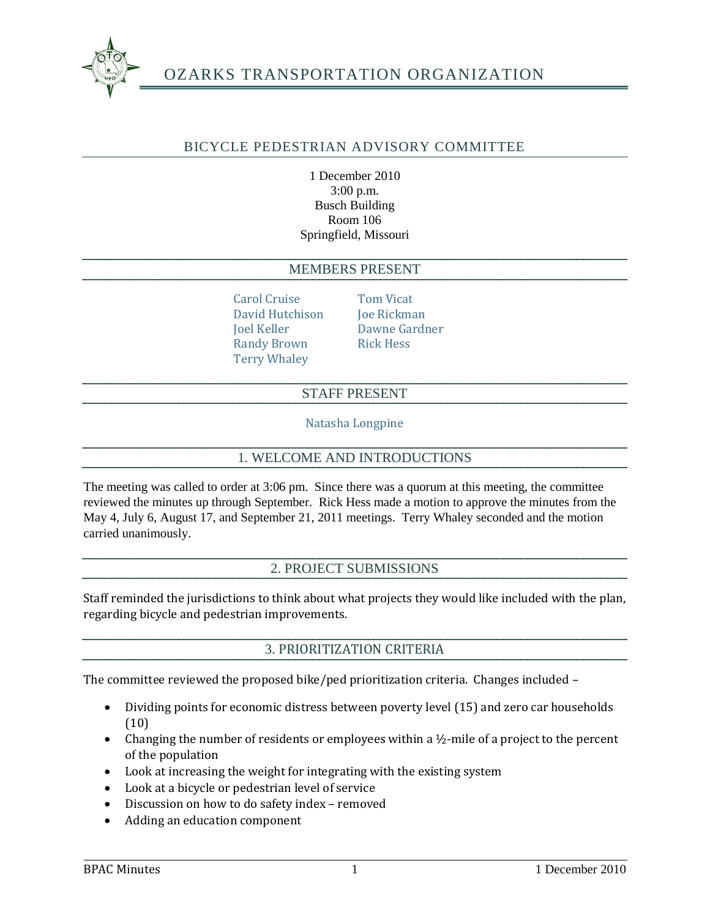# OZARKS TRANSPORTATION ORGANIZATION

## BICYCLE PEDESTRIAN ADVISORY COMMITTEE

1 December 2010
3:00 p.m.
Busch Building
Room 106
Springfield, Missouri

## MEMBERS PRESENT

Carol Cruise
David Hutchison
Joel Keller
Randy Brown
Terry Whaley
Tom Vicat
Joe Rickman
Dawne Gardner
Rick Hess

## STAFF PRESENT

Natasha Longpine

## 1. WELCOME AND INTRODUCTIONS

The meeting was called to order at 3:06 pm. Since there was a quorum at this meeting, the committee reviewed the minutes up through September. Rick Hess made a motion to approve the minutes from the May 4, July 6, August 17, and September 21, 2011 meetings. Terry Whaley seconded and the motion carried unanimously.

## 2. PROJECT SUBMISSIONS

Staff reminded the jurisdictions to think about what projects they would like included with the plan, regarding bicycle and pedestrian improvements.

## 3. PRIORITIZATION CRITERIA

The committee reviewed the proposed bike/ped prioritization criteria. Changes included –

- Dividing points for economic distress between poverty level (15) and zero car households (10)
- Changing the number of residents or employees within a ½-mile of a project to the percent of the population
- Look at increasing the weight for integrating with the existing system
- Look at a bicycle or pedestrian level of service
- Discussion on how to do safety index – removed
- Adding an education component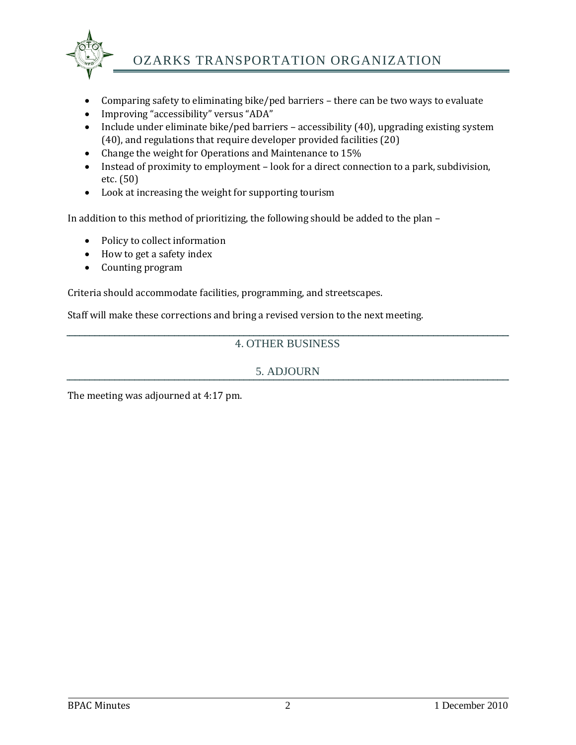- Comparing safety to eliminating bike/ped barriers – there can be two ways to evaluate
- Improving "accessibility" versus "ADA"
- Include under eliminate bike/ped barriers – accessibility (40), upgrading existing system (40), and regulations that require developer provided facilities (20)
- Change the weight for Operations and Maintenance to 15%
- Instead of proximity to employment – look for a direct connection to a park, subdivision, etc. (50)
- Look at increasing the weight for supporting tourism

In addition to this method of prioritizing, the following should be added to the plan –

- Policy to collect information
- How to get a safety index
- Counting program

Criteria should accommodate facilities, programming, and streetscapes.

Staff will make these corrections and bring a revised version to the next meeting.

## 4. OTHER BUSINESS

## 5. ADJOURN

The meeting was adjourned at 4:17 pm.